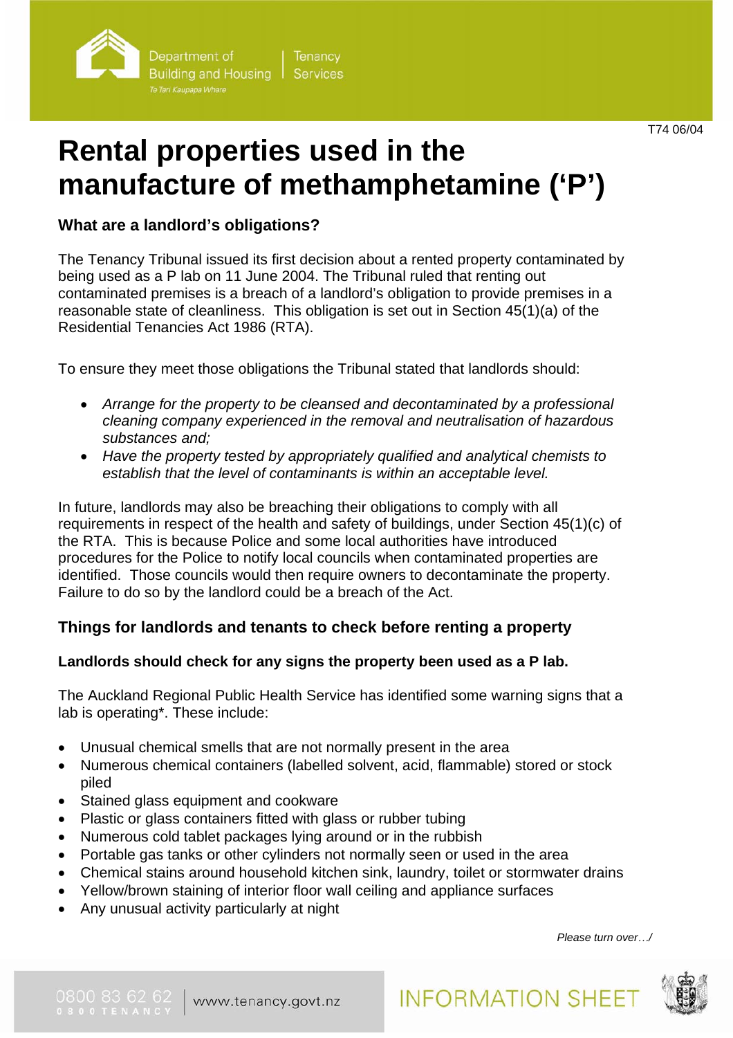T74 06/04

# Rental properties used in the manufacture of methamphetamine ('P')

### What are a landlord's obligations?

The Tenancy Tribunal issued its first decision about a rented property contaminated by being used as a P lab on 11 June 2004. The Tribunal ruled that renting out contaminated premises is a breach of a landlord's obligation to provide premises in a reasonable state of cleanliness. This obligation is set out in Section 45(1)(a) of the Residential Tenancies Act 1986 (RTA).

To ensure they meet those obligations the Tribunal stated that landlords should:

- *Arrange for the property to be cleansed and decontaminated by a professional cleaning company experienced in the removal and neutralisation of hazardous substances and;*
- *Have the property tested by appropriately qualified and analytical chemists to establish that the level of contaminants is within an acceptable level.*

In future, landlords may also be breaching their obligations to comply with all requirements in respect of the health and safety of buildings, under Section 45(1)(c) of the RTA. This is because Police and some local authorities have introduced procedures for the Police to notify local councils when contaminated properties are identified. Those councils would then require owners to decontaminate the property. Failure to do so by the landlord could be a breach of the Act.

### Things for landlords and tenants to check before renting a property

**Landlords should check for any signs the property been used as a P lab.**

The Auckland Regional Public Health Service has identified some warning signs that a lab is operating*. These include:

- Unusual chemical smells that are not normally present in the area
- Numerous chemical containers (labelled solvent, acid, flammable) stored or stock piled
- Stained glass equipment and cookware
- Plastic or glass containers fitted with glass or rubber tubing
- Numerous cold tablet packages lying around or in the rubbish
- Portable gas tanks or other cylinders not normally seen or used in the area
- Chemical stains around household kitchen sink, laundry, toilet or stormwater drains
- Yellow/brown staining of interior floor wall ceiling and appliance surfaces
- Any unusual activity particularly at night

*Please turn over…/*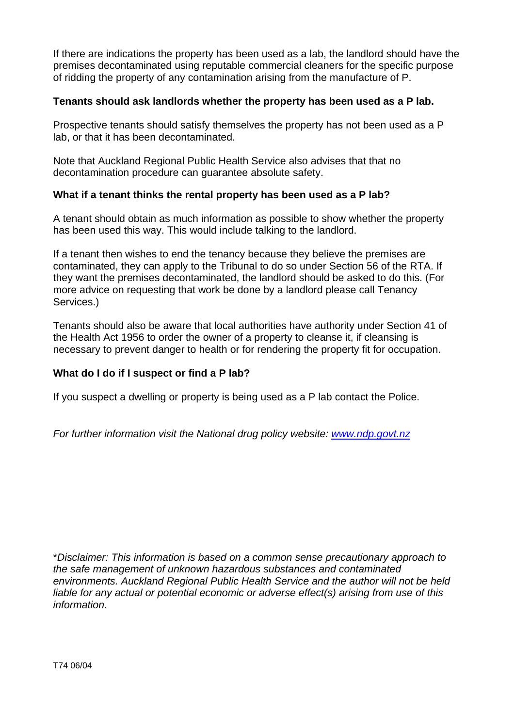If there are indications the property has been used as a lab, the landlord should have the premises decontaminated using reputable commercial cleaners for the specific purpose of ridding the property of any contamination arising from the manufacture of P.

**Tenants should ask landlords whether the property has been used as a P lab.**

Prospective tenants should satisfy themselves the property has not been used as a P lab, or that it has been decontaminated.

Note that Auckland Regional Public Health Service also advises that that no decontamination procedure can guarantee absolute safety.

**What if a tenant thinks the rental property has been used as a P lab?**

A tenant should obtain as much information as possible to show whether the property has been used this way. This would include talking to the landlord.

If a tenant then wishes to end the tenancy because they believe the premises are contaminated, they can apply to the Tribunal to do so under Section 56 of the RTA. If they want the premises decontaminated, the landlord should be asked to do this. (For more advice on requesting that work be done by a landlord please call Tenancy Services.)

Tenants should also be aware that local authorities have authority under Section 41 of the Health Act 1956 to order the owner of a property to cleanse it, if cleansing is necessary to prevent danger to health or for rendering the property fit for occupation.

**What do I do if I suspect or find a P lab?**

If you suspect a dwelling or property is being used as a P lab contact the Police.

*For further information visit the National drug policy website: [www.ndp.govt.nz](http://www.ndp.govt.nz)*

*\*Disclaimer: This information is based on a common sense precautionary approach to the safe management of unknown hazardous substances and contaminated environments. Auckland Regional Public Health Service and the author will not be held liable for any actual or potential economic or adverse effect(s) arising from use of this information.*

T74 06/04